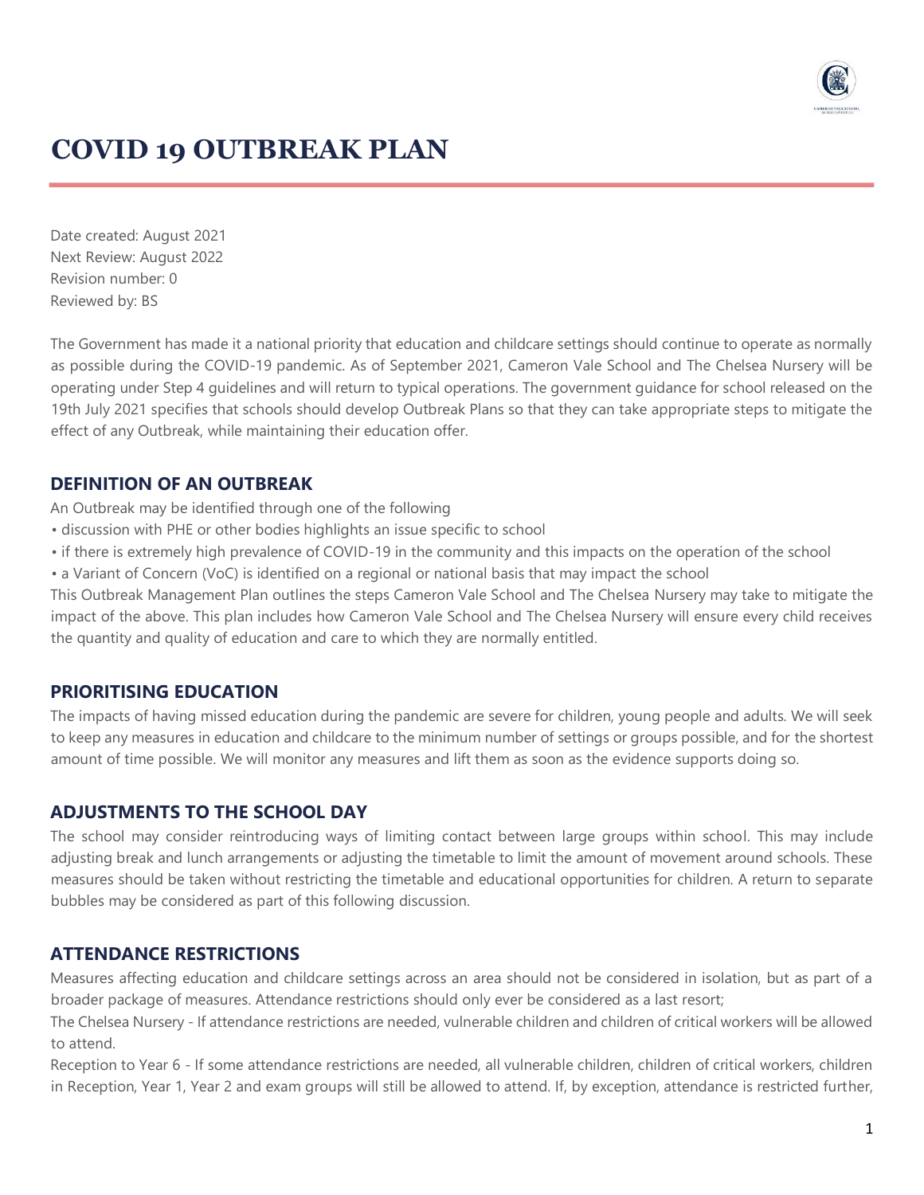# COVID 19 OUTBREAK PLAN

Date created: August 2021
Next Review: August 2022
Revision number: 0
Reviewed by: BS

The Government has made it a national priority that education and childcare settings should continue to operate as normally as possible during the COVID-19 pandemic. As of September 2021, Cameron Vale School and The Chelsea Nursery will be operating under Step 4 guidelines and will return to typical operations. The government guidance for school released on the 19th July 2021 specifies that schools should develop Outbreak Plans so that they can take appropriate steps to mitigate the effect of any Outbreak, while maintaining their education offer.

## DEFINITION OF AN OUTBREAK

An Outbreak may be identified through one of the following

- discussion with PHE or other bodies highlights an issue specific to school
- if there is extremely high prevalence of COVID-19 in the community and this impacts on the operation of the school
- a Variant of Concern (VoC) is identified on a regional or national basis that may impact the school

This Outbreak Management Plan outlines the steps Cameron Vale School and The Chelsea Nursery may take to mitigate the impact of the above. This plan includes how Cameron Vale School and The Chelsea Nursery will ensure every child receives the quantity and quality of education and care to which they are normally entitled.

## PRIORITISING EDUCATION

The impacts of having missed education during the pandemic are severe for children, young people and adults. We will seek to keep any measures in education and childcare to the minimum number of settings or groups possible, and for the shortest amount of time possible. We will monitor any measures and lift them as soon as the evidence supports doing so.

## ADJUSTMENTS TO THE SCHOOL DAY

The school may consider reintroducing ways of limiting contact between large groups within school. This may include adjusting break and lunch arrangements or adjusting the timetable to limit the amount of movement around schools. These measures should be taken without restricting the timetable and educational opportunities for children. A return to separate bubbles may be considered as part of this following discussion.

## ATTENDANCE RESTRICTIONS

Measures affecting education and childcare settings across an area should not be considered in isolation, but as part of a broader package of measures. Attendance restrictions should only ever be considered as a last resort;

The Chelsea Nursery - If attendance restrictions are needed, vulnerable children and children of critical workers will be allowed to attend.

Reception to Year 6 - If some attendance restrictions are needed, all vulnerable children, children of critical workers, children in Reception, Year 1, Year 2 and exam groups will still be allowed to attend. If, by exception, attendance is restricted further,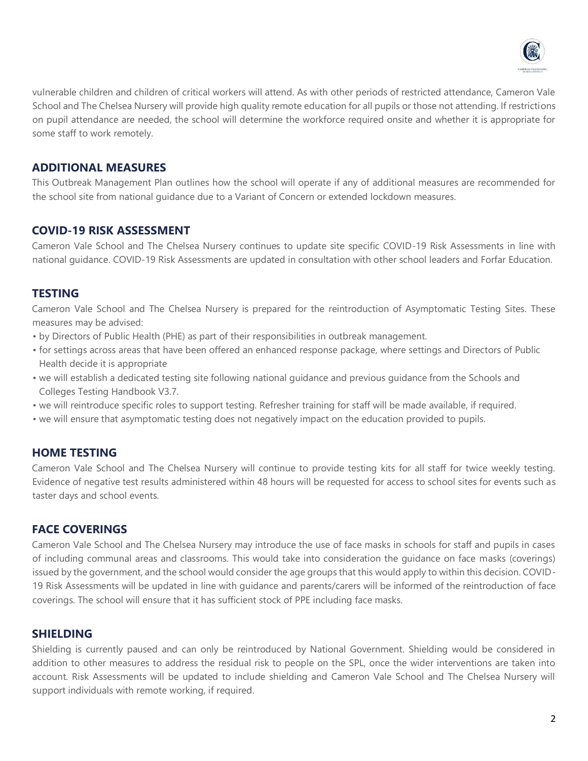vulnerable children and children of critical workers will attend. As with other periods of restricted attendance, Cameron Vale School and The Chelsea Nursery will provide high quality remote education for all pupils or those not attending. If restrictions on pupil attendance are needed, the school will determine the workforce required onsite and whether it is appropriate for some staff to work remotely.

## ADDITIONAL MEASURES

This Outbreak Management Plan outlines how the school will operate if any of additional measures are recommended for the school site from national guidance due to a Variant of Concern or extended lockdown measures.

## COVID-19 RISK ASSESSMENT

Cameron Vale School and The Chelsea Nursery continues to update site specific COVID-19 Risk Assessments in line with national guidance. COVID-19 Risk Assessments are updated in consultation with other school leaders and Forfar Education.

## TESTING

Cameron Vale School and The Chelsea Nursery is prepared for the reintroduction of Asymptomatic Testing Sites. These measures may be advised:

- by Directors of Public Health (PHE) as part of their responsibilities in outbreak management.
- for settings across areas that have been offered an enhanced response package, where settings and Directors of Public Health decide it is appropriate
- we will establish a dedicated testing site following national guidance and previous guidance from the Schools and Colleges Testing Handbook V3.7.
- we will reintroduce specific roles to support testing. Refresher training for staff will be made available, if required.
- we will ensure that asymptomatic testing does not negatively impact on the education provided to pupils.

## HOME TESTING

Cameron Vale School and The Chelsea Nursery will continue to provide testing kits for all staff for twice weekly testing. Evidence of negative test results administered within 48 hours will be requested for access to school sites for events such as taster days and school events.

## FACE COVERINGS

Cameron Vale School and The Chelsea Nursery may introduce the use of face masks in schools for staff and pupils in cases of including communal areas and classrooms. This would take into consideration the guidance on face masks (coverings) issued by the government, and the school would consider the age groups that this would apply to within this decision. COVID-19 Risk Assessments will be updated in line with guidance and parents/carers will be informed of the reintroduction of face coverings. The school will ensure that it has sufficient stock of PPE including face masks.

## SHIELDING

Shielding is currently paused and can only be reintroduced by National Government. Shielding would be considered in addition to other measures to address the residual risk to people on the SPL, once the wider interventions are taken into account. Risk Assessments will be updated to include shielding and Cameron Vale School and The Chelsea Nursery will support individuals with remote working, if required.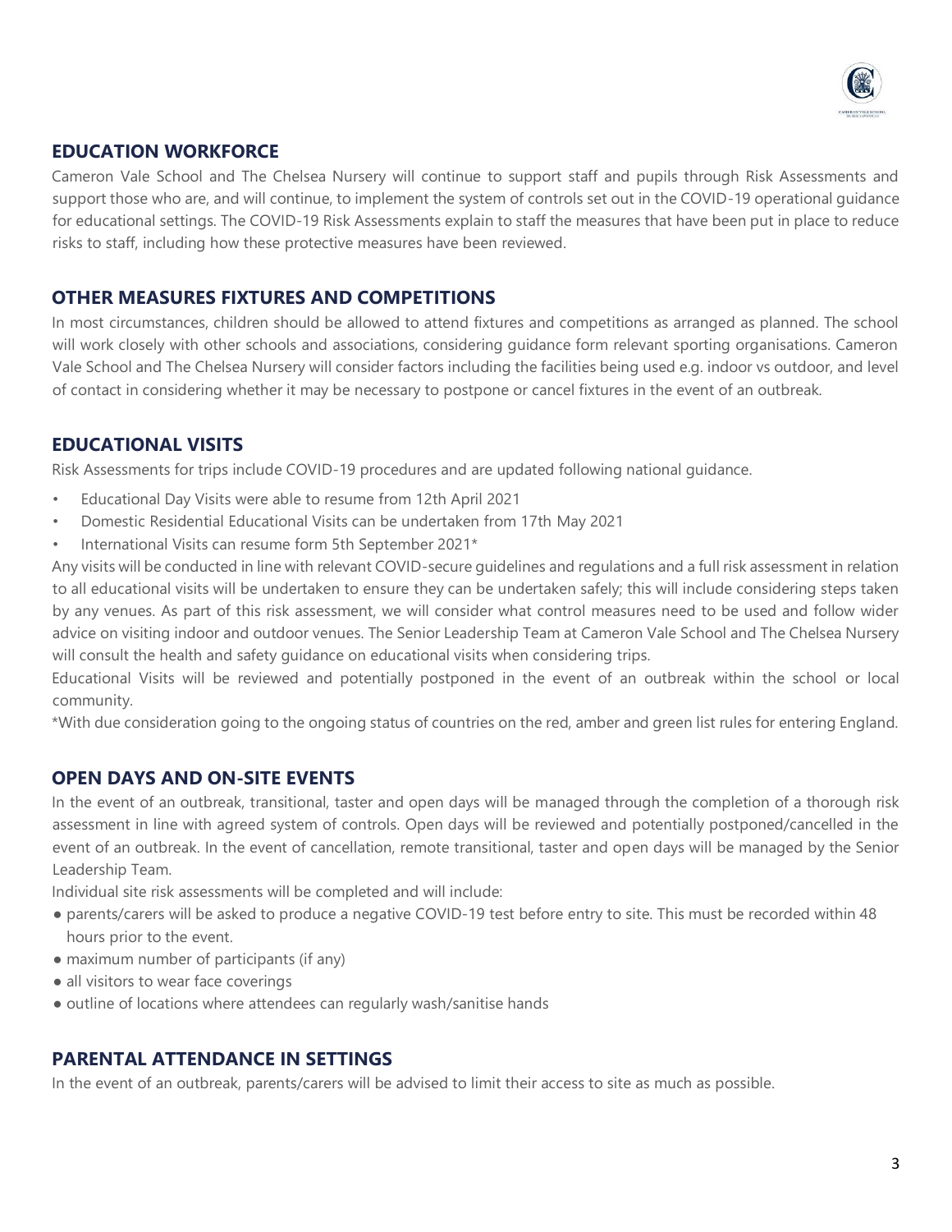## EDUCATION WORKFORCE

Cameron Vale School and The Chelsea Nursery will continue to support staff and pupils through Risk Assessments and support those who are, and will continue, to implement the system of controls set out in the COVID-19 operational guidance for educational settings. The COVID-19 Risk Assessments explain to staff the measures that have been put in place to reduce risks to staff, including how these protective measures have been reviewed.

## OTHER MEASURES FIXTURES AND COMPETITIONS

In most circumstances, children should be allowed to attend fixtures and competitions as arranged as planned. The school will work closely with other schools and associations, considering guidance form relevant sporting organisations. Cameron Vale School and The Chelsea Nursery will consider factors including the facilities being used e.g. indoor vs outdoor, and level of contact in considering whether it may be necessary to postpone or cancel fixtures in the event of an outbreak.

## EDUCATIONAL VISITS

Risk Assessments for trips include COVID-19 procedures and are updated following national guidance.

- Educational Day Visits were able to resume from 12th April 2021
- Domestic Residential Educational Visits can be undertaken from 17th May 2021
- International Visits can resume form 5th September 2021*

Any visits will be conducted in line with relevant COVID-secure guidelines and regulations and a full risk assessment in relation to all educational visits will be undertaken to ensure they can be undertaken safely; this will include considering steps taken by any venues. As part of this risk assessment, we will consider what control measures need to be used and follow wider advice on visiting indoor and outdoor venues. The Senior Leadership Team at Cameron Vale School and The Chelsea Nursery will consult the health and safety guidance on educational visits when considering trips.

Educational Visits will be reviewed and potentially postponed in the event of an outbreak within the school or local community.

*With due consideration going to the ongoing status of countries on the red, amber and green list rules for entering England.

## OPEN DAYS AND ON-SITE EVENTS

In the event of an outbreak, transitional, taster and open days will be managed through the completion of a thorough risk assessment in line with agreed system of controls. Open days will be reviewed and potentially postponed/cancelled in the event of an outbreak. In the event of cancellation, remote transitional, taster and open days will be managed by the Senior Leadership Team.

Individual site risk assessments will be completed and will include:

- parents/carers will be asked to produce a negative COVID-19 test before entry to site. This must be recorded within 48 hours prior to the event.
- maximum number of participants (if any)
- all visitors to wear face coverings
- outline of locations where attendees can regularly wash/sanitise hands

## PARENTAL ATTENDANCE IN SETTINGS

In the event of an outbreak, parents/carers will be advised to limit their access to site as much as possible.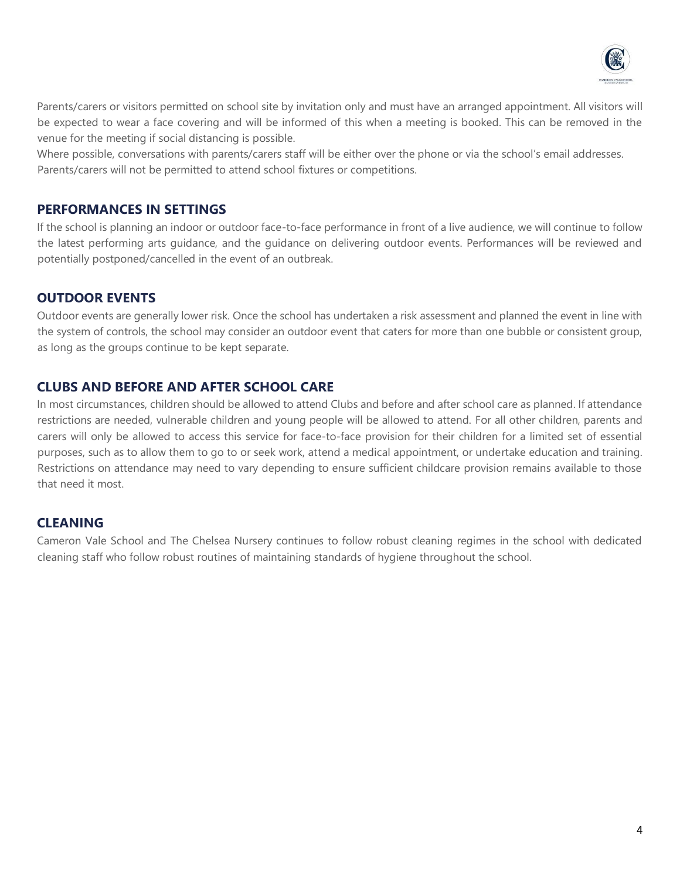Parents/carers or visitors permitted on school site by invitation only and must have an arranged appointment. All visitors will be expected to wear a face covering and will be informed of this when a meeting is booked. This can be removed in the venue for the meeting if social distancing is possible.

Where possible, conversations with parents/carers staff will be either over the phone or via the school's email addresses.

Parents/carers will not be permitted to attend school fixtures or competitions.

## PERFORMANCES IN SETTINGS

If the school is planning an indoor or outdoor face-to-face performance in front of a live audience, we will continue to follow the latest performing arts guidance, and the guidance on delivering outdoor events. Performances will be reviewed and potentially postponed/cancelled in the event of an outbreak.

## OUTDOOR EVENTS

Outdoor events are generally lower risk. Once the school has undertaken a risk assessment and planned the event in line with the system of controls, the school may consider an outdoor event that caters for more than one bubble or consistent group, as long as the groups continue to be kept separate.

## CLUBS AND BEFORE AND AFTER SCHOOL CARE

In most circumstances, children should be allowed to attend Clubs and before and after school care as planned. If attendance restrictions are needed, vulnerable children and young people will be allowed to attend. For all other children, parents and carers will only be allowed to access this service for face-to-face provision for their children for a limited set of essential purposes, such as to allow them to go to or seek work, attend a medical appointment, or undertake education and training. Restrictions on attendance may need to vary depending to ensure sufficient childcare provision remains available to those that need it most.

## CLEANING

Cameron Vale School and The Chelsea Nursery continues to follow robust cleaning regimes in the school with dedicated cleaning staff who follow robust routines of maintaining standards of hygiene throughout the school.